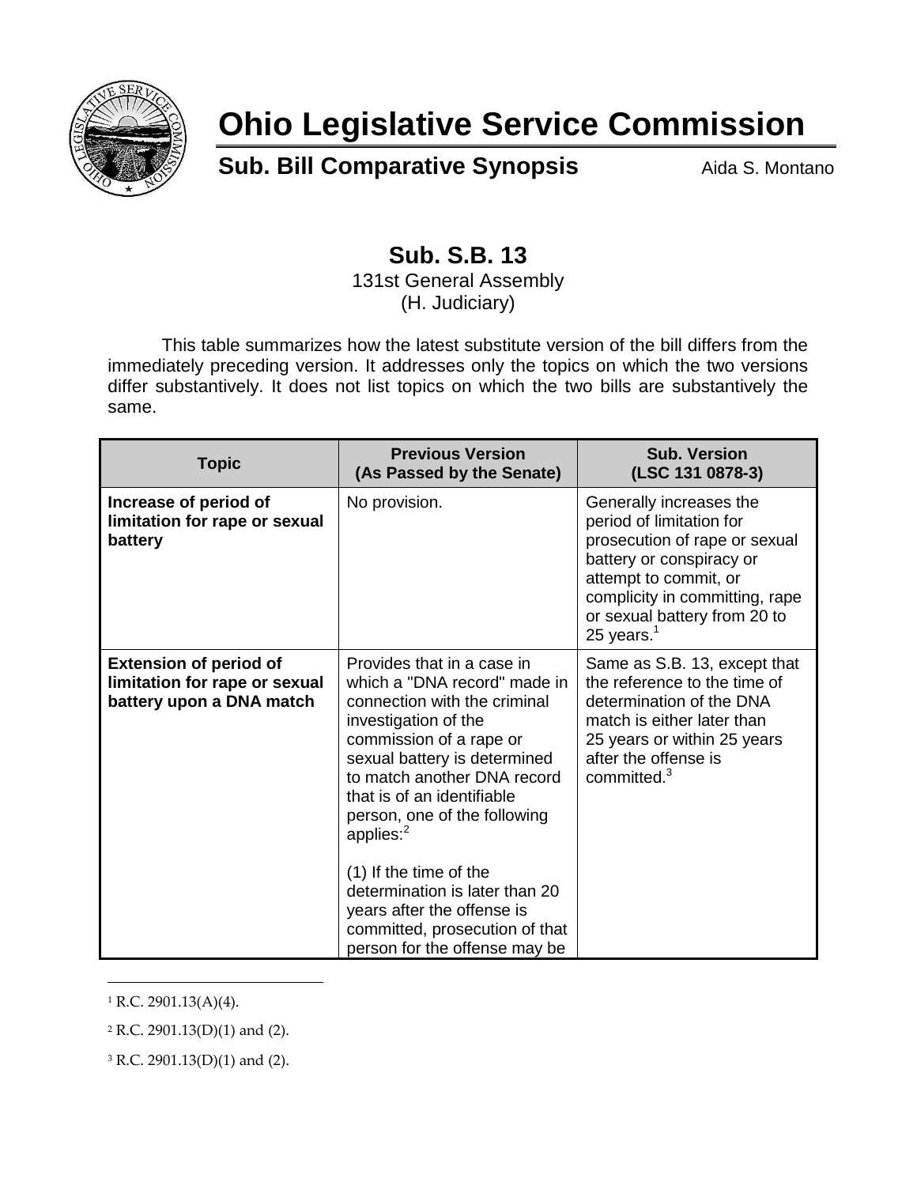# Ohio Legislative Service Commission

## Sub. Bill Comparative Synopsis

Aida S. Montano

### Sub. S.B. 13

131st General Assembly

(H. Judiciary)

This table summarizes how the latest substitute version of the bill differs from the immediately preceding version. It addresses only the topics on which the two versions differ substantively. It does not list topics on which the two bills are substantively the same.

| Topic | Previous Version (As Passed by the Senate) | Sub. Version (LSC 131 0878-3) |
|---|---|---|
| **Increase of period of limitation for rape or sexual battery** | No provision. | Generally increases the period of limitation for prosecution of rape or sexual battery or conspiracy or attempt to commit, or complicity in committing, rape or sexual battery from 20 to 25 years.[1] |
| **Extension of period of limitation for rape or sexual battery upon a DNA match** | Provides that in a case in which a "DNA record" made in connection with the criminal investigation of the commission of a rape or sexual battery is determined to match another DNA record that is of an identifiable person, one of the following applies:[2]<br><br>(1) If the time of the determination is later than 20 years after the offense is committed, prosecution of that person for the offense may be | Same as S.B. 13, except that the reference to the time of determination of the DNA match is either later than 25 years or within 25 years after the offense is committed.[3] |

[1] R.C. 2901.13(A)(4).

[2] R.C. 2901.13(D)(1) and (2).

[3] R.C. 2901.13(D)(1) and (2).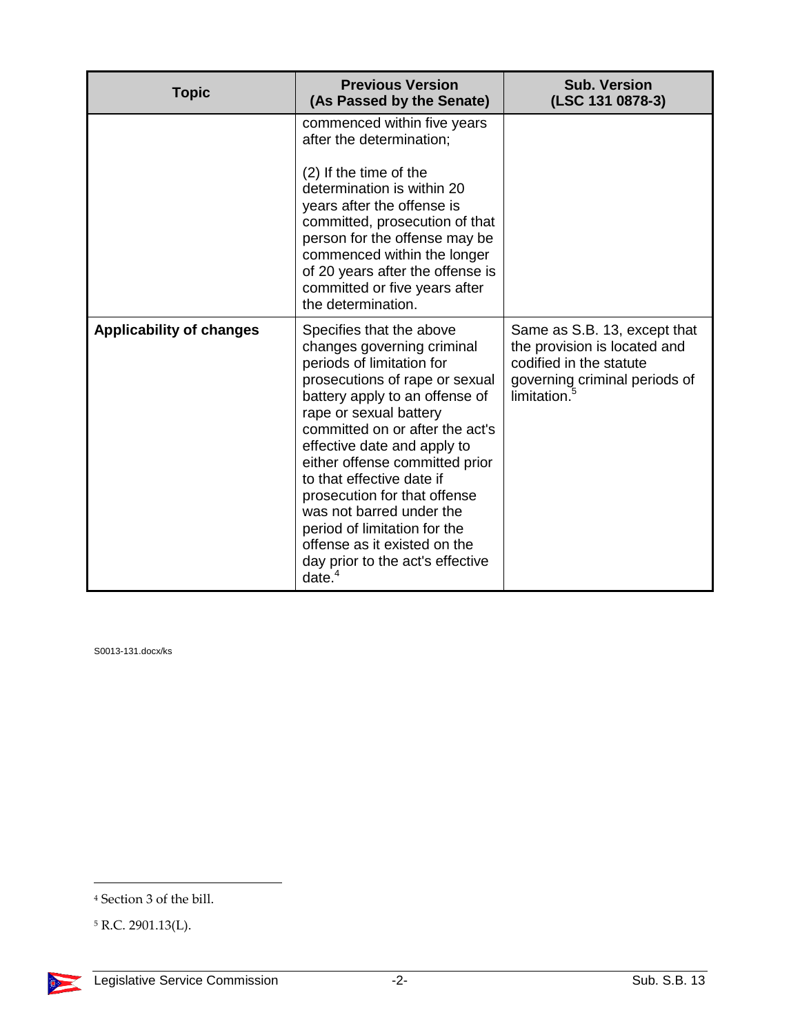| Topic | Previous Version (As Passed by the Senate) | Sub. Version (LSC 131 0878-3) |
| --- | --- | --- |
| | commenced within five years after the determination;<br><br>(2) If the time of the determination is within 20 years after the offense is committed, prosecution of that person for the offense may be commenced within the longer of 20 years after the offense is committed or five years after the determination. | |
| **Applicability of changes** | Specifies that the above changes governing criminal periods of limitation for prosecutions of rape or sexual battery apply to an offense of rape or sexual battery committed on or after the act's effective date and apply to either offense committed prior to that effective date if prosecution for that offense was not barred under the period of limitation for the offense as it existed on the day prior to the act's effective date.[4] | Same as S.B. 13, except that the provision is located and codified in the statute governing criminal periods of limitation.[5] |

S0013-131.docx/ks

---

[4] Section 3 of the bill.

[5] R.C. 2901.13(L).